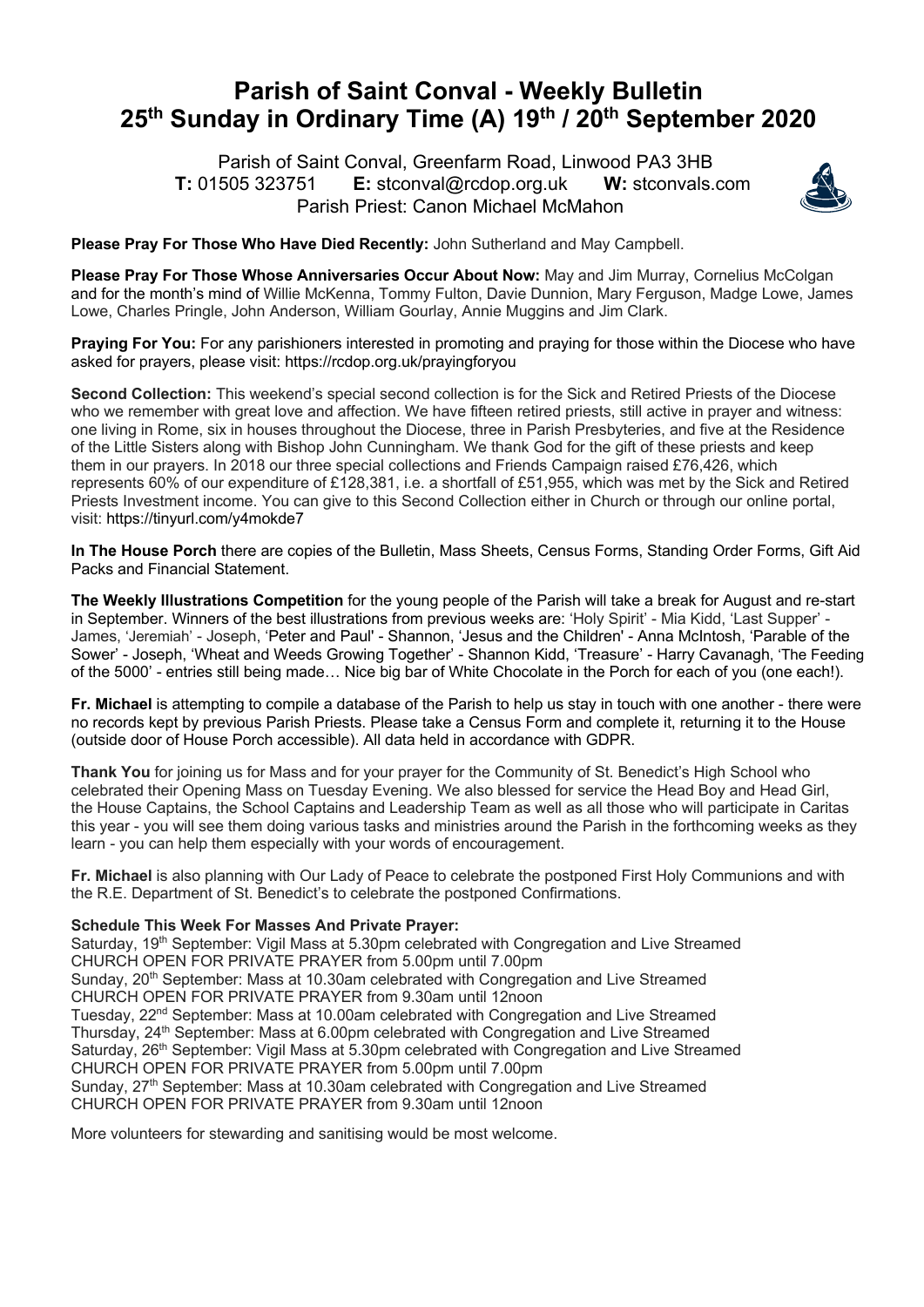# Parish of Saint Conval - Weekly Bulletin
# 25th Sunday in Ordinary Time (A) 19th / 20th September 2020

Parish of Saint Conval, Greenfarm Road, Linwood PA3 3HB
**T:** 01505 323751 **E:** stconval@rcdop.org.uk **W:** stconvals.com
Parish Priest: Canon Michael McMahon

**Please Pray For Those Who Have Died Recently:** John Sutherland and May Campbell.

**Please Pray For Those Whose Anniversaries Occur About Now:** May and Jim Murray, Cornelius McColgan and for the month's mind of Willie McKenna, Tommy Fulton, Davie Dunnion, Mary Ferguson, Madge Lowe, James Lowe, Charles Pringle, John Anderson, William Gourlay, Annie Muggins and Jim Clark.

**Praying For You:** For any parishioners interested in promoting and praying for those within the Diocese who have asked for prayers, please visit: https://rcdop.org.uk/prayingforyou

**Second Collection:** This weekend's special second collection is for the Sick and Retired Priests of the Diocese who we remember with great love and affection. We have fifteen retired priests, still active in prayer and witness: one living in Rome, six in houses throughout the Diocese, three in Parish Presbyteries, and five at the Residence of the Little Sisters along with Bishop John Cunningham. We thank God for the gift of these priests and keep them in our prayers. In 2018 our three special collections and Friends Campaign raised £76,426, which represents 60% of our expenditure of £128,381, i.e. a shortfall of £51,955, which was met by the Sick and Retired Priests Investment income. You can give to this Second Collection either in Church or through our online portal, visit: https://tinyurl.com/y4mokde7

**In The House Porch** there are copies of the Bulletin, Mass Sheets, Census Forms, Standing Order Forms, Gift Aid Packs and Financial Statement.

**The Weekly Illustrations Competition** for the young people of the Parish will take a break for August and re-start in September. Winners of the best illustrations from previous weeks are: 'Holy Spirit' - Mia Kidd, 'Last Supper' - James, 'Jeremiah' - Joseph, 'Peter and Paul' - Shannon, 'Jesus and the Children' - Anna McIntosh, 'Parable of the Sower' - Joseph, 'Wheat and Weeds Growing Together' - Shannon Kidd, 'Treasure' - Harry Cavanagh, 'The Feeding of the 5000' - entries still being made… Nice big bar of White Chocolate in the Porch for each of you (one each!).

**Fr. Michael** is attempting to compile a database of the Parish to help us stay in touch with one another - there were no records kept by previous Parish Priests. Please take a Census Form and complete it, returning it to the House (outside door of House Porch accessible). All data held in accordance with GDPR.

**Thank You** for joining us for Mass and for your prayer for the Community of St. Benedict's High School who celebrated their Opening Mass on Tuesday Evening. We also blessed for service the Head Boy and Head Girl, the House Captains, the School Captains and Leadership Team as well as all those who will participate in Caritas this year - you will see them doing various tasks and ministries around the Parish in the forthcoming weeks as they learn - you can help them especially with your words of encouragement.

**Fr. Michael** is also planning with Our Lady of Peace to celebrate the postponed First Holy Communions and with the R.E. Department of St. Benedict's to celebrate the postponed Confirmations.

**Schedule This Week For Masses And Private Prayer:**
Saturday, 19th September: Vigil Mass at 5.30pm celebrated with Congregation and Live Streamed
CHURCH OPEN FOR PRIVATE PRAYER from 5.00pm until 7.00pm
Sunday, 20th September: Mass at 10.30am celebrated with Congregation and Live Streamed
CHURCH OPEN FOR PRIVATE PRAYER from 9.30am until 12noon
Tuesday, 22nd September: Mass at 10.00am celebrated with Congregation and Live Streamed
Thursday, 24th September: Mass at 6.00pm celebrated with Congregation and Live Streamed
Saturday, 26th September: Vigil Mass at 5.30pm celebrated with Congregation and Live Streamed
CHURCH OPEN FOR PRIVATE PRAYER from 5.00pm until 7.00pm
Sunday, 27th September: Mass at 10.30am celebrated with Congregation and Live Streamed
CHURCH OPEN FOR PRIVATE PRAYER from 9.30am until 12noon

More volunteers for stewarding and sanitising would be most welcome.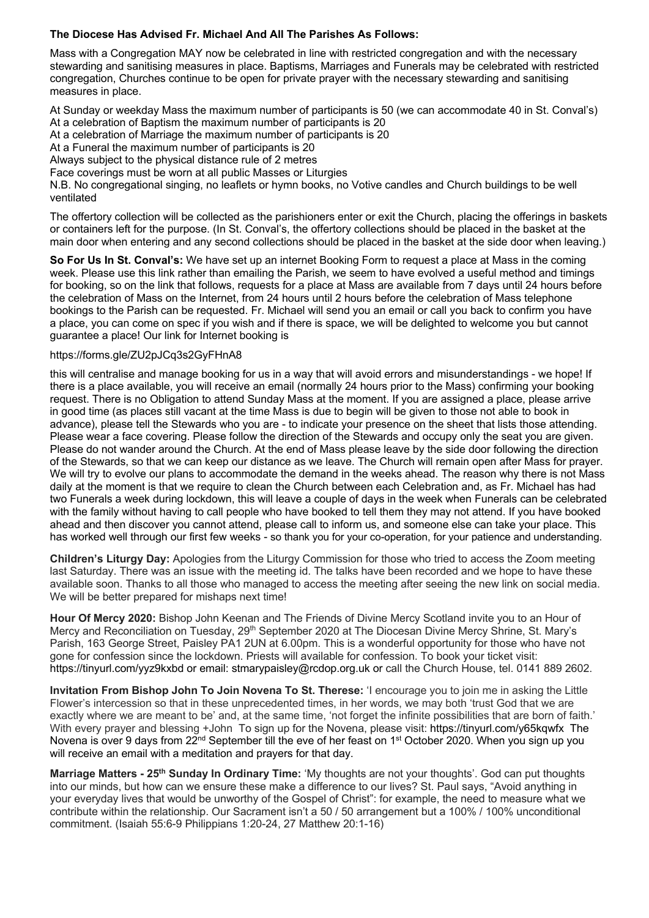**The Diocese Has Advised Fr. Michael And All The Parishes As Follows:**

Mass with a Congregation MAY now be celebrated in line with restricted congregation and with the necessary stewarding and sanitising measures in place. Baptisms, Marriages and Funerals may be celebrated with restricted congregation, Churches continue to be open for private prayer with the necessary stewarding and sanitising measures in place.

At Sunday or weekday Mass the maximum number of participants is 50 (we can accommodate 40 in St. Conval's)
At a celebration of Baptism the maximum number of participants is 20
At a celebration of Marriage the maximum number of participants is 20
At a Funeral the maximum number of participants is 20
Always subject to the physical distance rule of 2 metres
Face coverings must be worn at all public Masses or Liturgies
N.B. No congregational singing, no leaflets or hymn books, no Votive candles and Church buildings to be well ventilated

The offertory collection will be collected as the parishioners enter or exit the Church, placing the offerings in baskets or containers left for the purpose. (In St. Conval's, the offertory collections should be placed in the basket at the main door when entering and any second collections should be placed in the basket at the side door when leaving.)

**So For Us In St. Conval's:** We have set up an internet Booking Form to request a place at Mass in the coming week. Please use this link rather than emailing the Parish, we seem to have evolved a useful method and timings for booking, so on the link that follows, requests for a place at Mass are available from 7 days until 24 hours before the celebration of Mass on the Internet, from 24 hours until 2 hours before the celebration of Mass telephone bookings to the Parish can be requested. Fr. Michael will send you an email or call you back to confirm you have a place, you can come on spec if you wish and if there is space, we will be delighted to welcome you but cannot guarantee a place! Our link for Internet booking is

https://forms.gle/ZU2pJCq3s2GyFHnA8

this will centralise and manage booking for us in a way that will avoid errors and misunderstandings - we hope! If there is a place available, you will receive an email (normally 24 hours prior to the Mass) confirming your booking request. There is no Obligation to attend Sunday Mass at the moment. If you are assigned a place, please arrive in good time (as places still vacant at the time Mass is due to begin will be given to those not able to book in advance), please tell the Stewards who you are - to indicate your presence on the sheet that lists those attending. Please wear a face covering. Please follow the direction of the Stewards and occupy only the seat you are given. Please do not wander around the Church. At the end of Mass please leave by the side door following the direction of the Stewards, so that we can keep our distance as we leave. The Church will remain open after Mass for prayer. We will try to evolve our plans to accommodate the demand in the weeks ahead. The reason why there is not Mass daily at the moment is that we require to clean the Church between each Celebration and, as Fr. Michael has had two Funerals a week during lockdown, this will leave a couple of days in the week when Funerals can be celebrated with the family without having to call people who have booked to tell them they may not attend. If you have booked ahead and then discover you cannot attend, please call to inform us, and someone else can take your place. This has worked well through our first few weeks - so thank you for your co-operation, for your patience and understanding.

**Children's Liturgy Day:** Apologies from the Liturgy Commission for those who tried to access the Zoom meeting last Saturday. There was an issue with the meeting id. The talks have been recorded and we hope to have these available soon. Thanks to all those who managed to access the meeting after seeing the new link on social media. We will be better prepared for mishaps next time!

**Hour Of Mercy 2020:** Bishop John Keenan and The Friends of Divine Mercy Scotland invite you to an Hour of Mercy and Reconciliation on Tuesday, 29th September 2020 at The Diocesan Divine Mercy Shrine, St. Mary's Parish, 163 George Street, Paisley PA1 2UN at 6.00pm. This is a wonderful opportunity for those who have not gone for confession since the lockdown. Priests will available for confession. To book your ticket visit: https://tinyurl.com/yyz9kxbd or email: stmarypaisley@rcdop.org.uk or call the Church House, tel. 0141 889 2602.

**Invitation From Bishop John To Join Novena To St. Therese:** 'I encourage you to join me in asking the Little Flower's intercession so that in these unprecedented times, in her words, we may both 'trust God that we are exactly where we are meant to be' and, at the same time, 'not forget the infinite possibilities that are born of faith.' With every prayer and blessing +John To sign up for the Novena, please visit: https://tinyurl.com/y65kqwfx The Novena is over 9 days from 22nd September till the eve of her feast on 1st October 2020. When you sign up you will receive an email with a meditation and prayers for that day.

**Marriage Matters - 25th Sunday In Ordinary Time:** 'My thoughts are not your thoughts'. God can put thoughts into our minds, but how can we ensure these make a difference to our lives? St. Paul says, "Avoid anything in your everyday lives that would be unworthy of the Gospel of Christ": for example, the need to measure what we contribute within the relationship. Our Sacrament isn't a 50 / 50 arrangement but a 100% / 100% unconditional commitment. (Isaiah 55:6-9 Philippians 1:20-24, 27 Matthew 20:1-16)